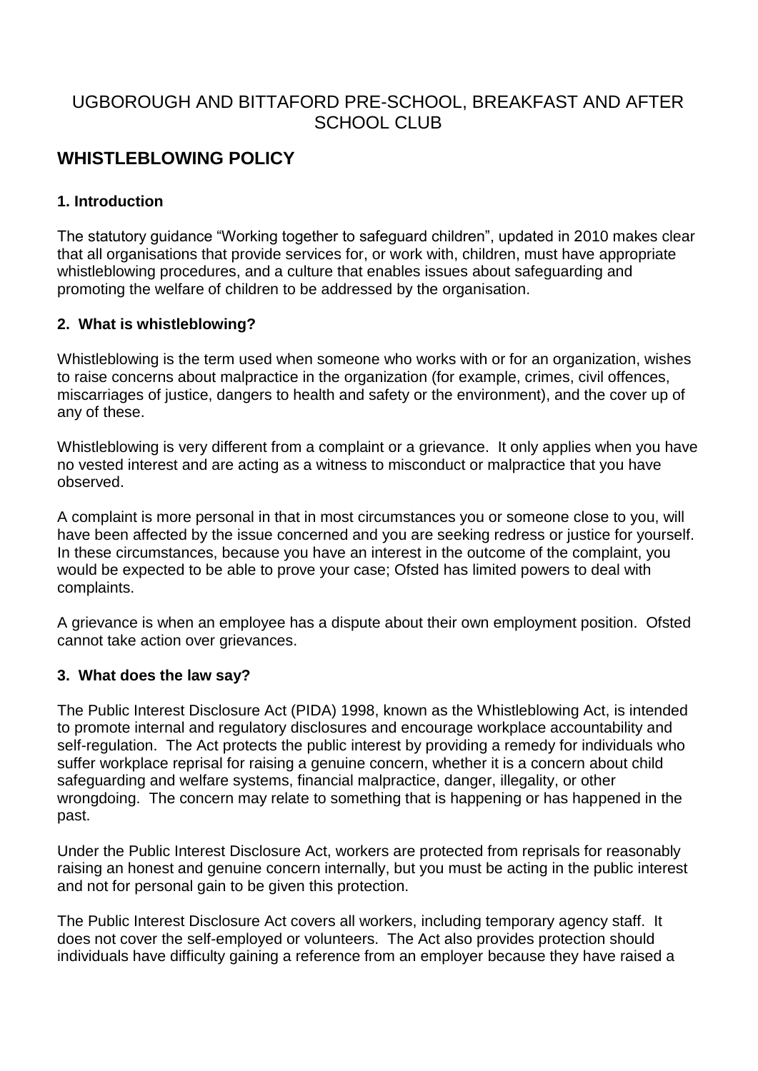# UGBOROUGH AND BITTAFORD PRE-SCHOOL, BREAKFAST AND AFTER SCHOOL CLUB

## WHISTLEBLOWING POLICY

### 1. Introduction

The statutory guidance "Working together to safeguard children", updated in 2010 makes clear that all organisations that provide services for, or work with, children, must have appropriate whistleblowing procedures, and a culture that enables issues about safeguarding and promoting the welfare of children to be addressed by the organisation.

### 2. What is whistleblowing?

Whistleblowing is the term used when someone who works with or for an organization, wishes to raise concerns about malpractice in the organization (for example, crimes, civil offences, miscarriages of justice, dangers to health and safety or the environment), and the cover up of any of these.

Whistleblowing is very different from a complaint or a grievance. It only applies when you have no vested interest and are acting as a witness to misconduct or malpractice that you have observed.

A complaint is more personal in that in most circumstances you or someone close to you, will have been affected by the issue concerned and you are seeking redress or justice for yourself. In these circumstances, because you have an interest in the outcome of the complaint, you would be expected to be able to prove your case; Ofsted has limited powers to deal with complaints.

A grievance is when an employee has a dispute about their own employment position. Ofsted cannot take action over grievances.

### 3. What does the law say?

The Public Interest Disclosure Act (PIDA) 1998, known as the Whistleblowing Act, is intended to promote internal and regulatory disclosures and encourage workplace accountability and self-regulation. The Act protects the public interest by providing a remedy for individuals who suffer workplace reprisal for raising a genuine concern, whether it is a concern about child safeguarding and welfare systems, financial malpractice, danger, illegality, or other wrongdoing. The concern may relate to something that is happening or has happened in the past.

Under the Public Interest Disclosure Act, workers are protected from reprisals for reasonably raising an honest and genuine concern internally, but you must be acting in the public interest and not for personal gain to be given this protection.

The Public Interest Disclosure Act covers all workers, including temporary agency staff. It does not cover the self-employed or volunteers. The Act also provides protection should individuals have difficulty gaining a reference from an employer because they have raised a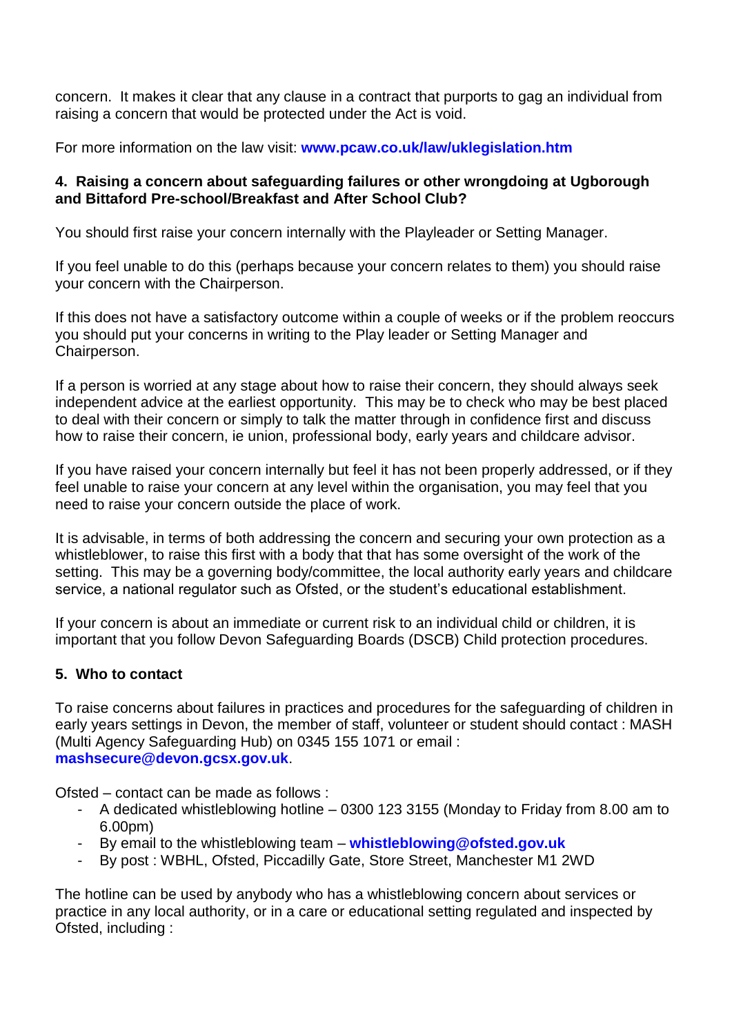concern. It makes it clear that any clause in a contract that purports to gag an individual from raising a concern that would be protected under the Act is void.

For more information on the law visit: **www.pcaw.co.uk/law/uklegislation.htm**

#### 4. Raising a concern about safeguarding failures or other wrongdoing at Ugborough and Bittaford Pre-school/Breakfast and After School Club?

You should first raise your concern internally with the Playleader or Setting Manager.

If you feel unable to do this (perhaps because your concern relates to them) you should raise your concern with the Chairperson.

If this does not have a satisfactory outcome within a couple of weeks or if the problem reoccurs you should put your concerns in writing to the Play leader or Setting Manager and Chairperson.

If a person is worried at any stage about how to raise their concern, they should always seek independent advice at the earliest opportunity. This may be to check who may be best placed to deal with their concern or simply to talk the matter through in confidence first and discuss how to raise their concern, ie union, professional body, early years and childcare advisor.

If you have raised your concern internally but feel it has not been properly addressed, or if they feel unable to raise your concern at any level within the organisation, you may feel that you need to raise your concern outside the place of work.

It is advisable, in terms of both addressing the concern and securing your own protection as a whistleblower, to raise this first with a body that that has some oversight of the work of the setting. This may be a governing body/committee, the local authority early years and childcare service, a national regulator such as Ofsted, or the student's educational establishment.

If your concern is about an immediate or current risk to an individual child or children, it is important that you follow Devon Safeguarding Boards (DSCB) Child protection procedures.

#### 5. Who to contact

To raise concerns about failures in practices and procedures for the safeguarding of children in early years settings in Devon, the member of staff, volunteer or student should contact : MASH (Multi Agency Safeguarding Hub) on 0345 155 1071 or email : **mashsecure@devon.gcsx.gov.uk**.

Ofsted – contact can be made as follows :

- A dedicated whistleblowing hotline – 0300 123 3155 (Monday to Friday from 8.00 am to 6.00pm)
- By email to the whistleblowing team – **whistleblowing@ofsted.gov.uk**
- By post : WBHL, Ofsted, Piccadilly Gate, Store Street, Manchester M1 2WD

The hotline can be used by anybody who has a whistleblowing concern about services or practice in any local authority, or in a care or educational setting regulated and inspected by Ofsted, including :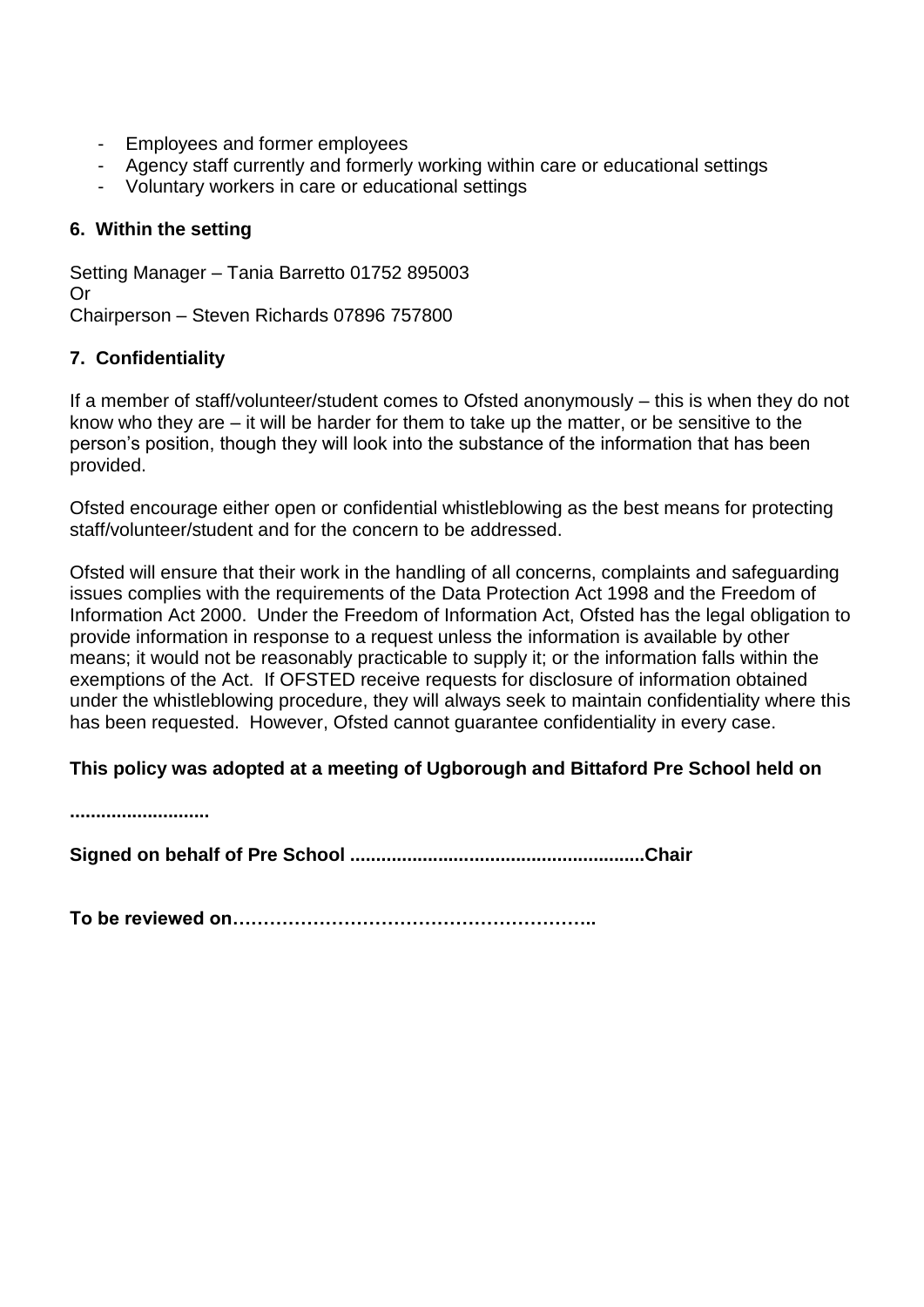- Employees and former employees
- Agency staff currently and formerly working within care or educational settings
- Voluntary workers in care or educational settings

**6. Within the setting**

Setting Manager – Tania Barretto 01752 895003
Or
Chairperson – Steven Richards 07896 757800

**7. Confidentiality**

If a member of staff/volunteer/student comes to Ofsted anonymously – this is when they do not know who they are – it will be harder for them to take up the matter, or be sensitive to the person's position, though they will look into the substance of the information that has been provided.

Ofsted encourage either open or confidential whistleblowing as the best means for protecting staff/volunteer/student and for the concern to be addressed.

Ofsted will ensure that their work in the handling of all concerns, complaints and safeguarding issues complies with the requirements of the Data Protection Act 1998 and the Freedom of Information Act 2000. Under the Freedom of Information Act, Ofsted has the legal obligation to provide information in response to a request unless the information is available by other means; it would not be reasonably practicable to supply it; or the information falls within the exemptions of the Act. If OFSTED receive requests for disclosure of information obtained under the whistleblowing procedure, they will always seek to maintain confidentiality where this has been requested. However, Ofsted cannot guarantee confidentiality in every case.

**This policy was adopted at a meeting of Ugborough and Bittaford Pre School held on**

**..........................**

**Signed on behalf of Pre School .......................................................Chair**

**To be reviewed on…………………………………………………..**